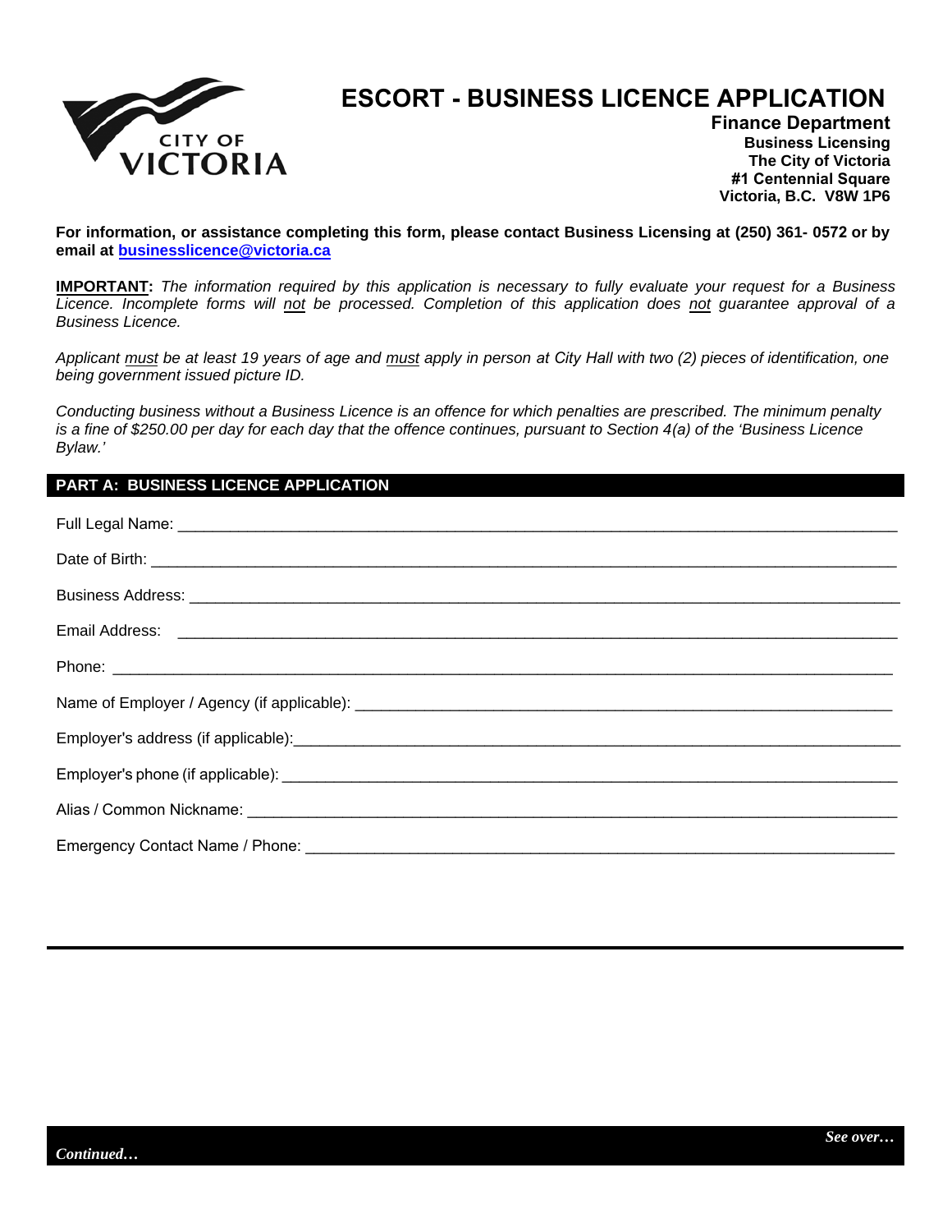# ESCORT - BUSINESS LICENCE APPLICATION

**Finance Department**
**Business Licensing**
**The City of Victoria**
**#1 Centennial Square**
**Victoria, B.C. V8W 1P6**

**For information, or assistance completing this form, please contact Business Licensing at (250) 361- 0572 or by email at businesslicence@victoria.ca**

**IMPORTANT:** *The information required by this application is necessary to fully evaluate your request for a Business Licence. Incomplete forms will not be processed. Completion of this application does not guarantee approval of a Business Licence.*

*Applicant must be at least 19 years of age and must apply in person at City Hall with two (2) pieces of identification, one being government issued picture ID.*

*Conducting business without a Business Licence is an offence for which penalties are prescribed. The minimum penalty is a fine of $250.00 per day for each day that the offence continues, pursuant to Section 4(a) of the 'Business Licence Bylaw.'*

## PART A: BUSINESS LICENCE APPLICATION

Full Legal Name: ______________________________________________

Date of Birth: ______________________________________________

Business Address: ______________________________________________

Email Address: ______________________________________________

Phone: ______________________________________________

Name of Employer / Agency (if applicable): ______________________________________________

Employer's address (if applicable): ______________________________________________

Employer's phone (if applicable): ______________________________________________

Alias / Common Nickname: ______________________________________________

Emergency Contact Name / Phone: ______________________________________________

*Continued…*

*See over…*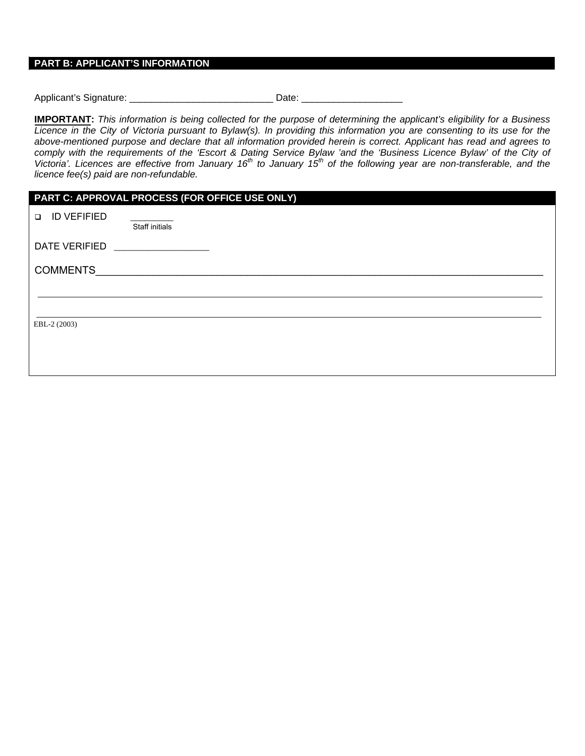## PART B: APPLICANT'S INFORMATION

Applicant's Signature: ___________________________ Date: ___________________

**IMPORTANT:** *This information is being collected for the purpose of determining the applicant's eligibility for a Business Licence in the City of Victoria pursuant to Bylaw(s). In providing this information you are consenting to its use for the above-mentioned purpose and declare that all information provided herein is correct. Applicant has read and agrees to comply with the requirements of the 'Escort & Dating Service Bylaw 'and the 'Business Licence Bylaw' of the City of Victoria'. Licences are effective from January 16th to January 15th of the following year are non-transferable, and the licence fee(s) paid are non-refundable.*

## PART C: APPROVAL PROCESS (FOR OFFICE USE ONLY)

- [ ] ID VEFIFIED ________ Staff initials

DATE VERIFIED __________________

COMMENTS______________________________________________________________________________

______________________________________________________________________________________________

______________________________________________________________________________________________

EBL-2 (2003)